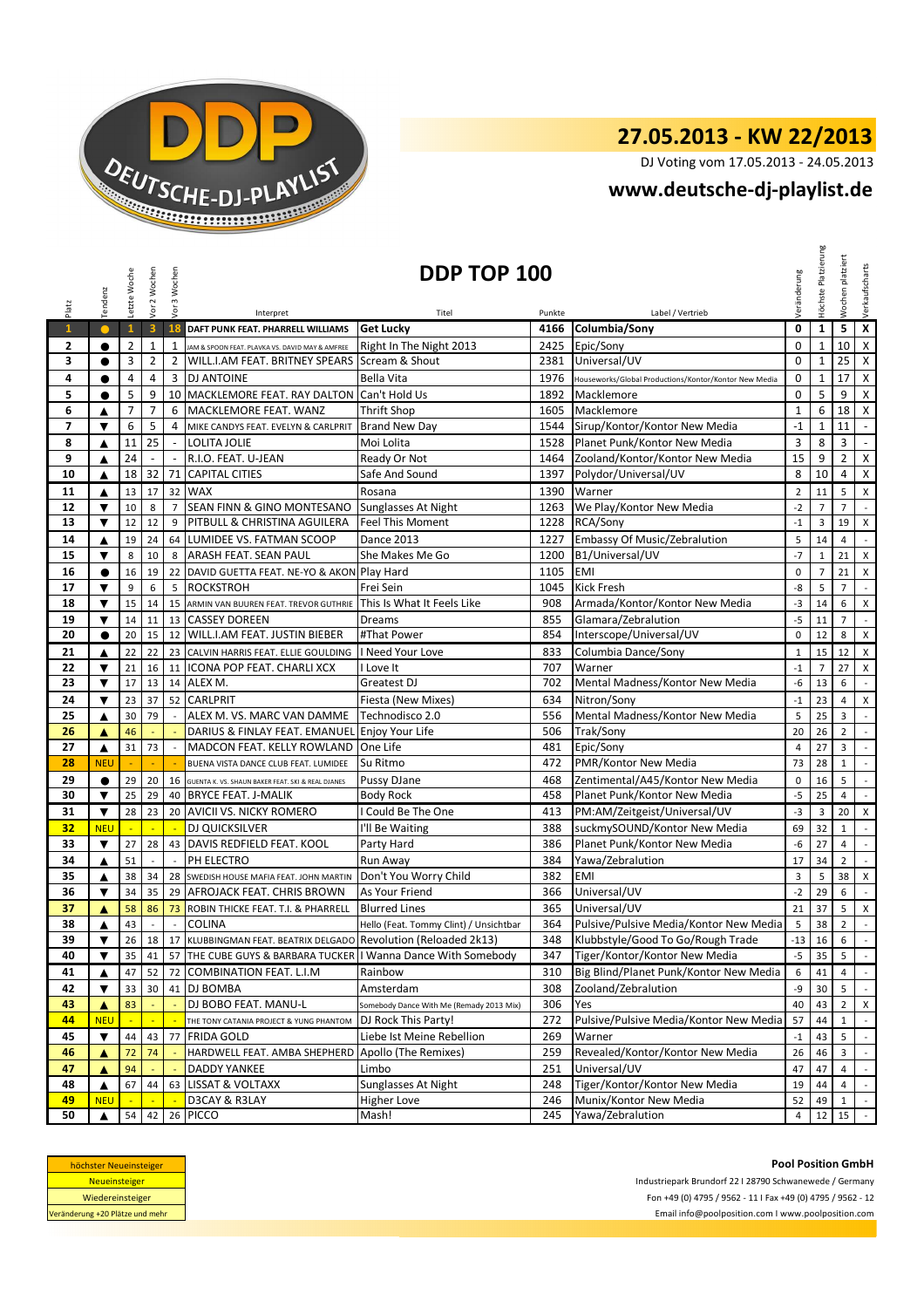DEUTSCHE-DJ-PLAYLIST

# 27.05.2013 - KW 22/2013

DJ Voting vom 17.05.2013 - 24.05.2013

## www.deutsche-dj-playlist.de

## DDP TOP 100

| Platz | Tendenz | Letzte Woche | Vor 2 Wochen | Vor 3 Wochen | Interpret | Titel | Punkte | Label / Vertrieb | Veränderung | Höchste Platzierung | Wochen platziert | Verkaufscharts |
|---|---|---|---|---|---|---|---|---|---|---|---|---|
| 1 | ● | 1 | 3 | 18 | DAFT PUNK FEAT. PHARRELL WILLIAMS | Get Lucky | 4166 | Columbia/Sony | 0 | 1 | 5 | X |
| 2 | ● | 2 | 1 | 1 | JAM & SPOON FEAT. PLAVKA VS. DAVID MAY & AMFREE | Right In The Night 2013 | 2425 | Epic/Sony | 0 | 1 | 10 | X |
| 3 | ● | 3 | 2 | 2 | WILL.I.AM FEAT. BRITNEY SPEARS | Scream & Shout | 2381 | Universal/UV | 0 | 1 | 25 | X |
| 4 | ● | 4 | 4 | 3 | DJ ANTOINE | Bella Vita | 1976 | Houseworks/Global Productions/Kontor/Kontor New Media | 0 | 1 | 17 | X |
| 5 | ● | 5 | 9 | 10 | MACKLEMORE FEAT. RAY DALTON | Can't Hold Us | 1892 | Macklemore | 0 | 5 | 9 | X |
| 6 | ▲ | 7 | 7 | 6 | MACKLEMORE FEAT. WANZ | Thrift Shop | 1605 | Macklemore | 1 | 6 | 18 | X |
| 7 | ▼ | 6 | 5 | 4 | MIKE CANDYS FEAT. EVELYN & CARLPRIT | Brand New Day | 1544 | Sirup/Kontor/Kontor New Media | -1 | 1 | 11 | - |
| 8 | ▲ | 11 | 25 | - | LOLITA JOLIE | Moi Lolita | 1528 | Planet Punk/Kontor New Media | 3 | 8 | 3 | - |
| 9 | ▲ | 24 | - | - | R.I.O. FEAT. U-JEAN | Ready Or Not | 1464 | Zooland/Kontor/Kontor New Media | 15 | 9 | 2 | X |
| 10 | ▲ | 18 | 32 | 71 | CAPITAL CITIES | Safe And Sound | 1397 | Polydor/Universal/UV | 8 | 10 | 4 | X |
| 11 | ▲ | 13 | 17 | 32 | WAX | Rosana | 1390 | Warner | 2 | 11 | 5 | X |
| 12 | ▼ | 10 | 8 | 7 | SEAN FINN & GINO MONTESANO | Sunglasses At Night | 1263 | We Play/Kontor New Media | -2 | 7 | 7 | - |
| 13 | ▼ | 12 | 12 | 9 | PITBULL & CHRISTINA AGUILERA | Feel This Moment | 1228 | RCA/Sony | -1 | 3 | 19 | X |
| 14 | ▲ | 19 | 24 | 64 | LUMIDEE VS. FATMAN SCOOP | Dance 2013 | 1227 | Embassy Of Music/Zebralution | 5 | 14 | 4 | - |
| 15 | ▼ | 8 | 10 | 8 | ARASH FEAT. SEAN PAUL | She Makes Me Go | 1200 | B1/Universal/UV | -7 | 1 | 21 | X |
| 16 | ● | 16 | 19 | 22 | DAVID GUETTA FEAT. NE-YO & AKON | Play Hard | 1105 | EMI | 0 | 7 | 21 | X |
| 17 | ▼ | 9 | 6 | 5 | ROCKSTROH | Frei Sein | 1045 | Kick Fresh | -8 | 5 | 7 | - |
| 18 | ▼ | 15 | 14 | 15 | ARMIN VAN BUUREN FEAT. TREVOR GUTHRIE | This Is What It Feels Like | 908 | Armada/Kontor/Kontor New Media | -3 | 14 | 6 | X |
| 19 | ▼ | 14 | 11 | 13 | CASSEY DOREEN | Dreams | 855 | Glamara/Zebralution | -5 | 11 | 7 | - |
| 20 | ● | 20 | 15 | 12 | WILL.I.AM FEAT. JUSTIN BIEBER | #That Power | 854 | Interscope/Universal/UV | 0 | 12 | 8 | X |
| 21 | ▲ | 22 | 22 | 23 | CALVIN HARRIS FEAT. ELLIE GOULDING | I Need Your Love | 833 | Columbia Dance/Sony | 1 | 15 | 12 | X |
| 22 | ▼ | 21 | 16 | 11 | ICONA POP FEAT. CHARLI XCX | I Love It | 707 | Warner | -1 | 7 | 27 | X |
| 23 | ▼ | 17 | 13 | 14 | ALEX M. | Greatest DJ | 702 | Mental Madness/Kontor New Media | -6 | 13 | 6 | - |
| 24 | ▼ | 23 | 37 | 52 | CARLPRIT | Fiesta (New Mixes) | 634 | Nitron/Sony | -1 | 23 | 4 | X |
| 25 | ▲ | 30 | 79 | - | ALEX M. VS. MARC VAN DAMME | Technodisco 2.0 | 556 | Mental Madness/Kontor New Media | 5 | 25 | 3 | - |
| 26 | ▲ | 46 | - | - | DARIUS & FINLAY FEAT. EMANUEL | Enjoy Your Life | 506 | Trak/Sony | 20 | 26 | 2 | - |
| 27 | ▲ | 31 | 73 | - | MADCON FEAT. KELLY ROWLAND | One Life | 481 | Epic/Sony | 4 | 27 | 3 | - |
| 28 | NEU | - | - | - | BUENA VISTA DANCE CLUB FEAT. LUMIDEE | Su Ritmo | 472 | PMR/Kontor New Media | 73 | 28 | 1 | - |
| 29 | ● | 29 | 20 | 16 | GUENTA K. VS. SHAUN BAKER FEAT. SKI & REAL DJANES | Pussy DJane | 468 | Zentimental/A45/Kontor New Media | 0 | 16 | 5 | - |
| 30 | ▼ | 25 | 29 | 40 | BRYCE FEAT. J-MALIK | Body Rock | 458 | Planet Punk/Kontor New Media | -5 | 25 | 4 | - |
| 31 | ▼ | 28 | 23 | 20 | AVICII VS. NICKY ROMERO | I Could Be The One | 413 | PM:AM/Zeitgeist/Universal/UV | -3 | 3 | 20 | X |
| 32 | NEU | - | - | - | DJ QUICKSILVER | I'll Be Waiting | 388 | suckmySOUND/Kontor New Media | 69 | 32 | 1 | - |
| 33 | ▼ | 27 | 28 | 43 | DAVIS REDFIELD FEAT. KOOL | Party Hard | 386 | Planet Punk/Kontor New Media | -6 | 27 | 4 | - |
| 34 | ▲ | 51 | - | - | PH ELECTRO | Run Away | 384 | Yawa/Zebralution | 17 | 34 | 2 | - |
| 35 | ▲ | 38 | 34 | 28 | SWEDISH HOUSE MAFIA FEAT. JOHN MARTIN | Don't You Worry Child | 382 | EMI | 3 | 5 | 38 | X |
| 36 | ▼ | 34 | 35 | 29 | AFROJACK FEAT. CHRIS BROWN | As Your Friend | 366 | Universal/UV | -2 | 29 | 6 | - |
| 37 | ▲ | 58 | 86 | 73 | ROBIN THICKE FEAT. T.I. & PHARRELL | Blurred Lines | 365 | Universal/UV | 21 | 37 | 5 | X |
| 38 | ▲ | 43 | - | - | COLINA | Hello (Feat. Tommy Clint) / Unsichtbar | 364 | Pulsive/Pulsive Media/Kontor New Media | 5 | 38 | 2 | - |
| 39 | ▼ | 26 | 18 | 17 | KLUBBINGMAN FEAT. BEATRIX DELGADO | Revolution (Reloaded 2k13) | 348 | Klubbstyle/Good To Go/Rough Trade | -13 | 16 | 6 | - |
| 40 | ▼ | 35 | 41 | 57 | THE CUBE GUYS & BARBARA TUCKER | I Wanna Dance With Somebody | 347 | Tiger/Kontor/Kontor New Media | -5 | 35 | 5 | - |
| 41 | ▲ | 47 | 52 | 72 | COMBINATION FEAT. L.I.M | Rainbow | 310 | Big Blind/Planet Punk/Kontor New Media | 6 | 41 | 4 | - |
| 42 | ▼ | 33 | 30 | 41 | DJ BOMBA | Amsterdam | 308 | Zooland/Zebralution | -9 | 30 | 5 | - |
| 43 | ▲ | 83 | - | - | DJ BOBO FEAT. MANU-L | Somebody Dance With Me (Remady 2013 Mix) | 306 | Yes | 40 | 43 | 2 | X |
| 44 | NEU | - | - | - | THE TONY CATANIA PROJECT & YUNG PHANTOM | DJ Rock This Party! | 272 | Pulsive/Pulsive Media/Kontor New Media | 57 | 44 | 1 | - |
| 45 | ▼ | 44 | 43 | 77 | FRIDA GOLD | Liebe Ist Meine Rebellion | 269 | Warner | -1 | 43 | 5 | - |
| 46 | ▲ | 72 | 74 | - | HARDWELL FEAT. AMBA SHEPHERD | Apollo (The Remixes) | 259 | Revealed/Kontor/Kontor New Media | 26 | 46 | 3 | - |
| 47 | ▲ | 94 | - | - | DADDY YANKEE | Limbo | 251 | Universal/UV | 47 | 47 | 4 | - |
| 48 | ▲ | 67 | 44 | 63 | LISSAT & VOLTAXX | Sunglasses At Night | 248 | Tiger/Kontor/Kontor New Media | 19 | 44 | 4 | - |
| 49 | NEU | - | - | - | D3CAY & R3LAY | Higher Love | 246 | Munix/Kontor New Media | 52 | 49 | 1 | - |
| 50 | ▲ | 54 | 42 | 26 | PICCO | Mash! | 245 | Yawa/Zebralution | 4 | 12 | 15 | - |

höchster Neueinsteiger
Neueinsteiger
Wiedereinsteiger
Veränderung +20 Plätze und mehr

**Pool Position GmbH**

Industriepark Brundorf 22 I 28790 Schwanewede / Germany

Fon +49 (0) 4795 / 9562 - 11 I Fax +49 (0) 4795 / 9562 - 12

Email info@poolposition.com I www.poolposition.com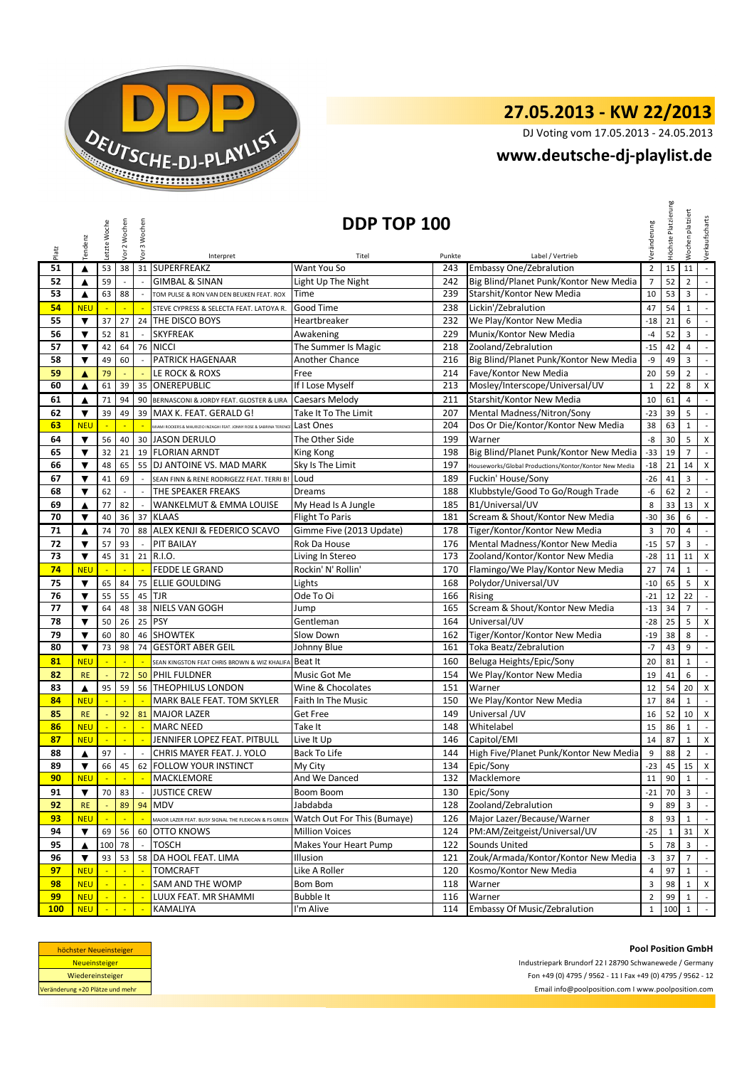# 27.05.2013 - KW 22/2013

DJ Voting vom 17.05.2013 - 24.05.2013

## www.deutsche-dj-playlist.de

## DDP TOP 100

| Platz | Tendenz | Letzte Woche | Vor 2 Wochen | Vor 3 Wochen | Interpret | Titel | Punkte | Label / Vertrieb | Veränderung | Höchste Platzierung | Wochen platziert | Verkaufscharts |
|---|---|---|---|---|---|---|---|---|---|---|---|---|
| 51 | ▲ | 53 | 38 | 31 | SUPERFREAKZ | Want You So | 243 | Embassy One/Zebralution | 2 | 15 | 11 | - |
| 52 | ▲ | 59 | - | - | GIMBAL & SINAN | Light Up The Night | 242 | Big Blind/Planet Punk/Kontor New Media | 7 | 52 | 2 | - |
| 53 | ▲ | 63 | 88 | - | TOM PULSE & RON VAN DEN BEUKEN FEAT. ROX | Time | 239 | Starshit/Kontor New Media | 10 | 53 | 3 | - |
| 54 | NEU | - | - | - | STEVE CYPRESS & SELECTA FEAT. LATOYA R. | Good Time | 238 | Lickin'/Zebralution | 47 | 54 | 1 | - |
| 55 | ▼ | 37 | 27 | 24 | THE DISCO BOYS | Heartbreaker | 232 | We Play/Kontor New Media | -18 | 21 | 6 | - |
| 56 | ▼ | 52 | 81 | - | SKYFREAK | Awakening | 229 | Munix/Kontor New Media | -4 | 52 | 3 | - |
| 57 | ▼ | 42 | 64 | 76 | NICCI | The Summer Is Magic | 218 | Zooland/Zebralution | -15 | 42 | 4 | - |
| 58 | ▼ | 49 | 60 | - | PATRICK HAGENAAR | Another Chance | 216 | Big Blind/Planet Punk/Kontor New Media | -9 | 49 | 3 | - |
| 59 | ▲ | 79 | - | - | LE ROCK & ROXS | Free | 214 | Fave/Kontor New Media | 20 | 59 | 2 | - |
| 60 | ▲ | 61 | 39 | 35 | ONEREPUBLIC | If I Lose Myself | 213 | Mosley/Interscope/Universal/UV | 1 | 22 | 8 | X |
| 61 | ▲ | 71 | 94 | 90 | BERNASCONI & JORDY FEAT. GLOSTER & LIRA | Caesars Melody | 211 | Starshit/Kontor New Media | 10 | 61 | 4 | - |
| 62 | ▼ | 39 | 49 | 39 | MAX K. FEAT. GERALD G! | Take It To The Limit | 207 | Mental Madness/Nitron/Sony | -23 | 39 | 5 | - |
| 63 | NEU | - | - | - | MIAMI ROCKERS & MAURIZIO INZAGHI FEAT. JONNY ROSE & SABRINA TERENCE | Last Ones | 204 | Dos Or Die/Kontor/Kontor New Media | 38 | 63 | 1 | - |
| 64 | ▼ | 56 | 40 | 30 | JASON DERULO | The Other Side | 199 | Warner | -8 | 30 | 5 | X |
| 65 | ▼ | 32 | 21 | 19 | FLORIAN ARNDT | King Kong | 198 | Big Blind/Planet Punk/Kontor New Media | -33 | 19 | 7 | - |
| 66 | ▼ | 48 | 65 | 55 | DJ ANTOINE VS. MAD MARK | Sky Is The Limit | 197 | Houseworks/Global Productions/Kontor/Kontor New Media | -18 | 21 | 14 | X |
| 67 | ▼ | 41 | 69 | - | SEAN FINN & RENE RODRIGEZZ FEAT. TERRI B! | Loud | 189 | Fuckin' House/Sony | -26 | 41 | 3 | - |
| 68 | ▼ | 62 | - | - | THE SPEAKER FREAKS | Dreams | 188 | Klubbstyle/Good To Go/Rough Trade | -6 | 62 | 2 | - |
| 69 | ▲ | 77 | 82 | - | WANKELMUT & EMMA LOUISE | My Head Is A Jungle | 185 | B1/Universal/UV | 8 | 33 | 13 | X |
| 70 | ▼ | 40 | 36 | 37 | KLAAS | Flight To Paris | 181 | Scream & Shout/Kontor New Media | -30 | 36 | 6 | - |
| 71 | ▲ | 74 | 70 | 88 | ALEX KENJI & FEDERICO SCAVO | Gimme Five (2013 Update) | 178 | Tiger/Kontor/Kontor New Media | 3 | 70 | 4 | - |
| 72 | ▼ | 57 | 93 | - | PIT BAILAY | Rok Da House | 176 | Mental Madness/Kontor New Media | -15 | 57 | 3 | - |
| 73 | ▼ | 45 | 31 | 21 | R.I.O. | Living In Stereo | 173 | Zooland/Kontor/Kontor New Media | -28 | 11 | 11 | X |
| 74 | NEU | - | - | - | FEDDE LE GRAND | Rockin' N' Rollin' | 170 | Flamingo/We Play/Kontor New Media | 27 | 74 | 1 | - |
| 75 | ▼ | 65 | 84 | 75 | ELLIE GOULDING | Lights | 168 | Polydor/Universal/UV | -10 | 65 | 5 | X |
| 76 | ▼ | 55 | 55 | 45 | TJR | Ode To Oi | 166 | Rising | -21 | 12 | 22 | - |
| 77 | ▼ | 64 | 48 | 38 | NIELS VAN GOGH | Jump | 165 | Scream & Shout/Kontor New Media | -13 | 34 | 7 | - |
| 78 | ▼ | 50 | 26 | 25 | PSY | Gentleman | 164 | Universal/UV | -28 | 25 | 5 | X |
| 79 | ▼ | 60 | 80 | 46 | SHOWTEK | Slow Down | 162 | Tiger/Kontor/Kontor New Media | -19 | 38 | 8 | - |
| 80 | ▼ | 73 | 98 | 74 | GESTÖRT ABER GEIL | Johnny Blue | 161 | Toka Beatz/Zebralution | -7 | 43 | 9 | - |
| 81 | NEU | - | - | - | SEAN KINGSTON FEAT CHRIS BROWN & WIZ KHALIFA | Beat It | 160 | Beluga Heights/Epic/Sony | 20 | 81 | 1 | - |
| 82 | RE | - | 72 | 50 | PHIL FULDNER | Music Got Me | 154 | We Play/Kontor New Media | 19 | 41 | 6 | - |
| 83 | ▲ | 95 | 59 | 56 | THEOPHILUS LONDON | Wine & Chocolates | 151 | Warner | 12 | 54 | 20 | X |
| 84 | NEU | - | - | - | MARK BALE FEAT. TOM SKYLER | Faith In The Music | 150 | We Play/Kontor New Media | 17 | 84 | 1 | - |
| 85 | RE | - | 92 | 81 | MAJOR LAZER | Get Free | 149 | Universal /UV | 16 | 52 | 10 | X |
| 86 | NEU | - | - | - | MARC NEED | Take It | 148 | Whitelabel | 15 | 86 | 1 | - |
| 87 | NEU | - | - | - | JENNIFER LOPEZ FEAT. PITBULL | Live It Up | 146 | Capitol/EMI | 14 | 87 | 1 | X |
| 88 | ▲ | 97 | - | - | CHRIS MAYER FEAT. J. YOLO | Back To Life | 144 | High Five/Planet Punk/Kontor New Media | 9 | 88 | 2 | - |
| 89 | ▼ | 66 | 45 | 62 | FOLLOW YOUR INSTINCT | My City | 134 | Epic/Sony | -23 | 45 | 15 | X |
| 90 | NEU | - | - | - | MACKLEMORE | And We Danced | 132 | Macklemore | 11 | 90 | 1 | - |
| 91 | ▼ | 70 | 83 | - | JUSTICE CREW | Boom Boom | 130 | Epic/Sony | -21 | 70 | 3 | - |
| 92 | RE | - | 89 | 94 | MDV | Jabdabda | 128 | Zooland/Zebralution | 9 | 89 | 3 | - |
| 93 | NEU | - | - | - | MAJOR LAZER FEAT. BUSY SIGNAL THE FLEXICAN & FS GREEN | Watch Out For This (Bumaye) | 126 | Major Lazer/Because/Warner | 8 | 93 | 1 | - |
| 94 | ▼ | 69 | 56 | 60 | OTTO KNOWS | Million Voices | 124 | PM:AM/Zeitgeist/Universal/UV | -25 | 1 | 31 | X |
| 95 | ▲ | 100 | 78 | - | TOSCH | Makes Your Heart Pump | 122 | Sounds United | 5 | 78 | 3 | - |
| 96 | ▼ | 93 | 53 | 58 | DA HOOL FEAT. LIMA | Illusion | 121 | Zouk/Armada/Kontor/Kontor New Media | -3 | 37 | 7 | - |
| 97 | NEU | - | - | - | TOMCRAFT | Like A Roller | 120 | Kosmo/Kontor New Media | 4 | 97 | 1 | - |
| 98 | NEU | - | - | - | SAM AND THE WOMP | Bom Bom | 118 | Warner | 3 | 98 | 1 | X |
| 99 | NEU | - | - | - | LUUX FEAT. MR SHAMMI | Bubble It | 116 | Warner | 2 | 99 | 1 | - |
| 100 | NEU | - | - | - | KAMALIYA | I'm Alive | 114 | Embassy Of Music/Zebralution | 1 | 100 | 1 | - |

höchster Neueinsteiger
Neueinsteiger
Wiedereinsteiger
Veränderung +20 Plätze und mehr

**Pool Position GmbH**

Industriepark Brundorf 22 I 28790 Schwanewede / Germany
Fon +49 (0) 4795 / 9562 - 11 I Fax +49 (0) 4795 / 9562 - 12
Email info@poolposition.com I www.poolposition.com